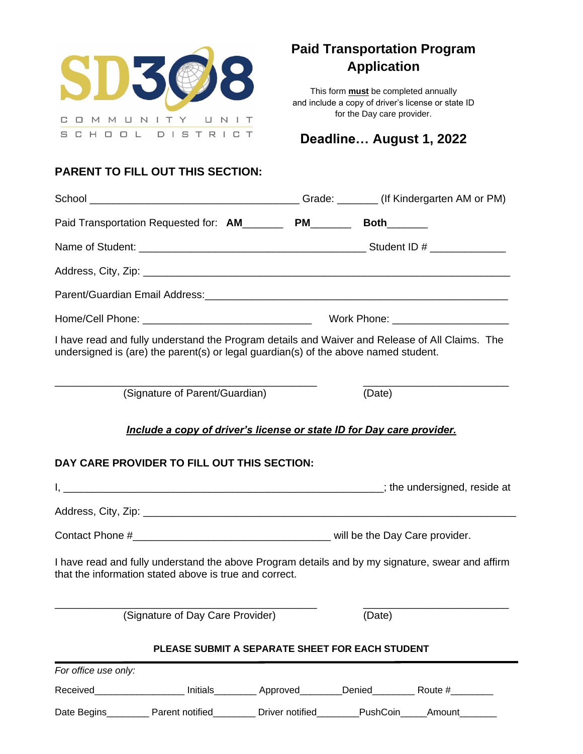SD308

COMMUNITY UNIT SCHOOL DISTRICT

# Paid Transportation Program Application

This form **must** be completed annually and include a copy of driver's license or state ID for the Day care provider.

## Deadline… August 1, 2022

### PARENT TO FILL OUT THIS SECTION:

School ____________________________________ Grade: _______ (If Kindergarten AM or PM)

Paid Transportation Requested for: **AM**_______ **PM**_______ **Both**_______

Name of Student: ______________________________________ Student ID # ____________

Address, City, Zip: ______________________________________________________________

Parent/Guardian Email Address:___________________________________________________

Home/Cell Phone: ____________________________ Work Phone: ____________________

I have read and fully understand the Program details and Waiver and Release of All Claims. The undersigned is (are) the parent(s) or legal guardian(s) of the above named student.

______________________________________________ ________________________

(Signature of Parent/Guardian) (Date)

***Include a copy of driver's license or state ID for Day care provider.***

### DAY CARE PROVIDER TO FILL OUT THIS SECTION:

I, _______________________________________________________; the undersigned, reside at

Address, City, Zip: ______________________________________________________________

Contact Phone #__________________________________ will be the Day Care provider.

I have read and fully understand the above Program details and by my signature, swear and affirm that the information stated above is true and correct.

______________________________________________ ________________________

(Signature of Day Care Provider) (Date)

**PLEASE SUBMIT A SEPARATE SHEET FOR EACH STUDENT**

---

*For office use only:*

Received________________ Initials________ Approved________ Denied________ Route #________

Date Begins________ Parent notified________ Driver notified________ PushCoin_____ Amount_______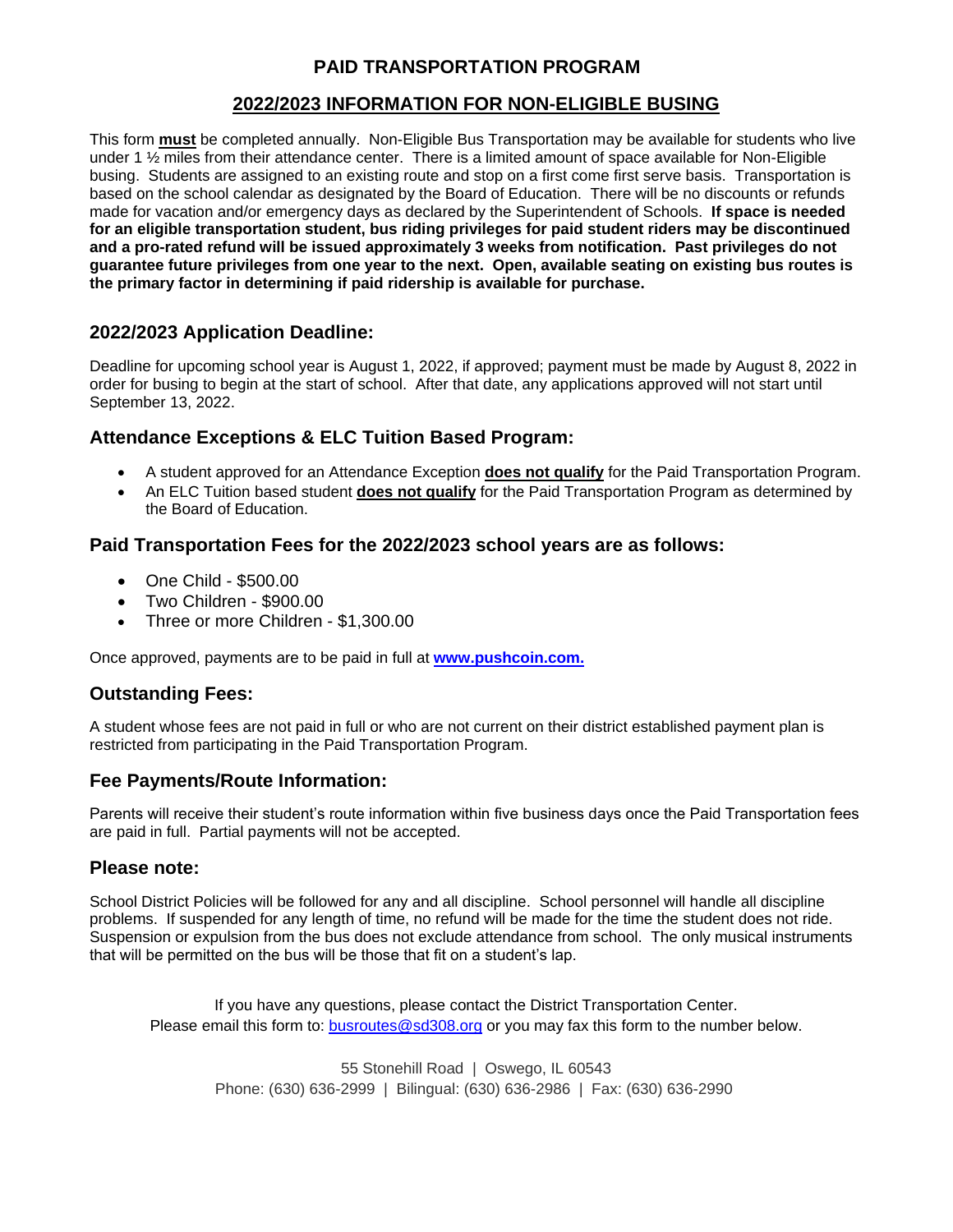# PAID TRANSPORTATION PROGRAM

## 2022/2023 INFORMATION FOR NON-ELIGIBLE BUSING

This form **must** be completed annually. Non-Eligible Bus Transportation may be available for students who live under 1 ½ miles from their attendance center. There is a limited amount of space available for Non-Eligible busing. Students are assigned to an existing route and stop on a first come first serve basis. Transportation is based on the school calendar as designated by the Board of Education. There will be no discounts or refunds made for vacation and/or emergency days as declared by the Superintendent of Schools. **If space is needed for an eligible transportation student, bus riding privileges for paid student riders may be discontinued and a pro-rated refund will be issued approximately 3 weeks from notification. Past privileges do not guarantee future privileges from one year to the next. Open, available seating on existing bus routes is the primary factor in determining if paid ridership is available for purchase.**

### 2022/2023 Application Deadline:

Deadline for upcoming school year is August 1, 2022, if approved; payment must be made by August 8, 2022 in order for busing to begin at the start of school. After that date, any applications approved will not start until September 13, 2022.

### Attendance Exceptions & ELC Tuition Based Program:

- A student approved for an Attendance Exception **does not qualify** for the Paid Transportation Program.
- An ELC Tuition based student **does not qualify** for the Paid Transportation Program as determined by the Board of Education.

### Paid Transportation Fees for the 2022/2023 school years are as follows:

- One Child - $500.00
- Two Children - $900.00
- Three or more Children - $1,300.00

Once approved, payments are to be paid in full at **www.pushcoin.com.**

### Outstanding Fees:

A student whose fees are not paid in full or who are not current on their district established payment plan is restricted from participating in the Paid Transportation Program.

### Fee Payments/Route Information:

Parents will receive their student's route information within five business days once the Paid Transportation fees are paid in full. Partial payments will not be accepted.

### Please note:

School District Policies will be followed for any and all discipline. School personnel will handle all discipline problems. If suspended for any length of time, no refund will be made for the time the student does not ride. Suspension or expulsion from the bus does not exclude attendance from school. The only musical instruments that will be permitted on the bus will be those that fit on a student's lap.

If you have any questions, please contact the District Transportation Center.
Please email this form to: busroutes@sd308.org or you may fax this form to the number below.

55 Stonehill Road | Oswego, IL 60543
Phone: (630) 636-2999 | Bilingual: (630) 636-2986 | Fax: (630) 636-2990